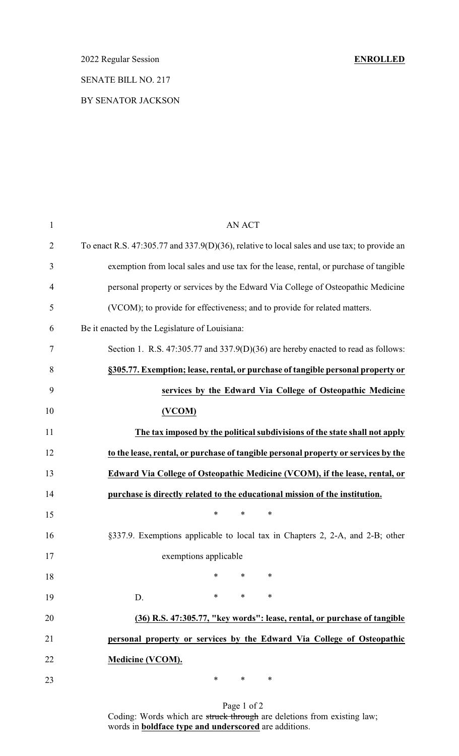2022 Regular Session **ENROLLED**

SENATE BILL NO. 217

BY SENATOR JACKSON

AN ACT

To enact R.S. 47:305.77 and 337.9(D)(36), relative to local sales and use tax; to provide an exemption from local sales and use tax for the lease, rental, or purchase of tangible personal property or services by the Edward Via College of Osteopathic Medicine (VCOM); to provide for effectiveness; and to provide for related matters.

Be it enacted by the Legislature of Louisiana:

Section 1. R.S. 47:305.77 and 337.9(D)(36) are hereby enacted to read as follows:

**<u>§305.77. Exemption; lease, rental, or purchase of tangible personal property or services by the Edward Via College of Osteopathic Medicine (VCOM)</u>**

**<u>The tax imposed by the political subdivisions of the state shall not apply to the lease, rental, or purchase of tangible personal property or services by the Edward Via College of Osteopathic Medicine (VCOM), if the lease, rental, or purchase is directly related to the educational mission of the institution.</u>**

\* \* \*

§337.9. Exemptions applicable to local tax in Chapters 2, 2-A, and 2-B; other exemptions applicable

\* \* \*

D. \* \* \*

**<u>(36) R.S. 47:305.77, "key words": lease, rental, or purchase of tangible personal property or services by the Edward Via College of Osteopathic Medicine (VCOM).</u>**

\* \* \*

Coding: Words which are ~~struck through~~ are deletions from existing law; words in **<u>boldface type and underscored</u>** are additions.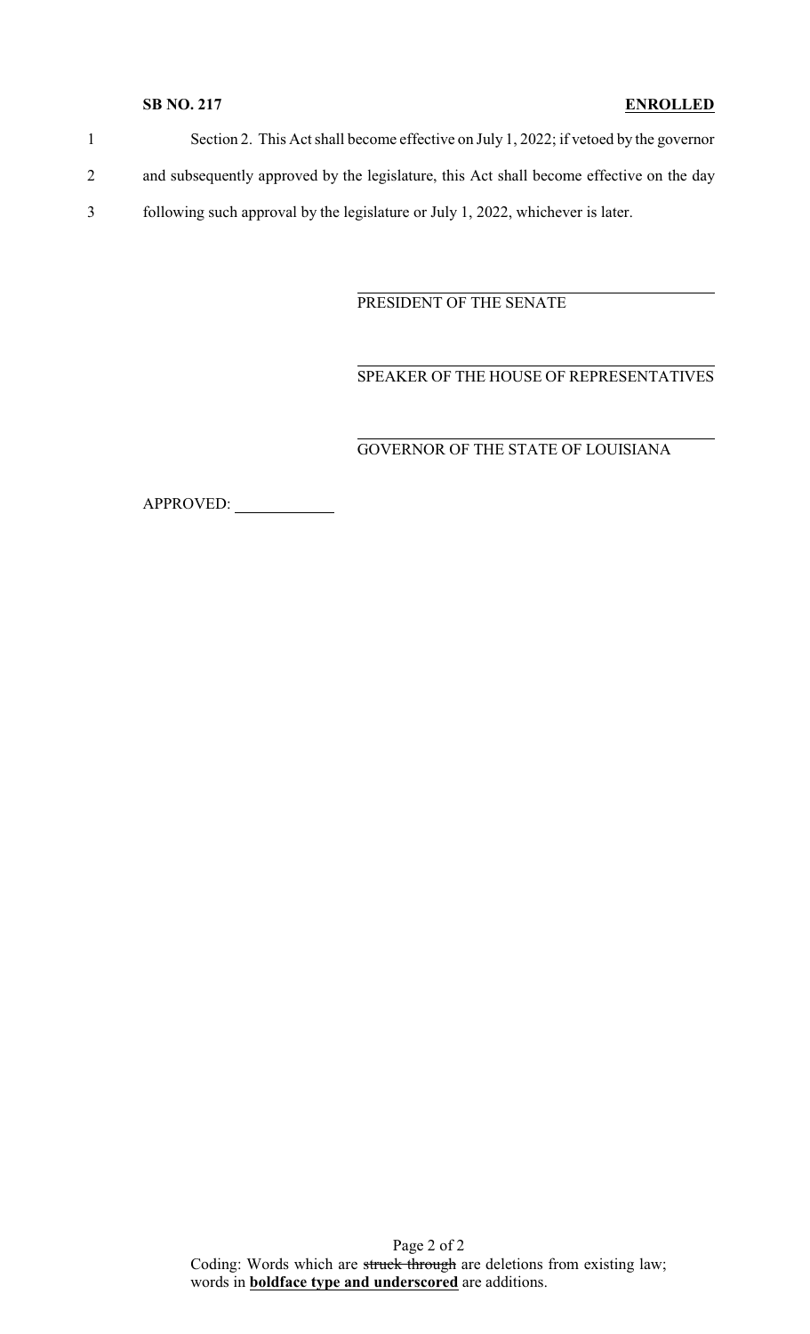Section 2. This Act shall become effective on July 1, 2022; if vetoed by the governor and subsequently approved by the legislature, this Act shall become effective on the day following such approval by the legislature or July 1, 2022, whichever is later.

PRESIDENT OF THE SENATE

SPEAKER OF THE HOUSE OF REPRESENTATIVES

GOVERNOR OF THE STATE OF LOUISIANA

APPROVED: ____________

Coding: Words which are ~~struck through~~ are deletions from existing law; words in **boldface type and underscored** are additions.